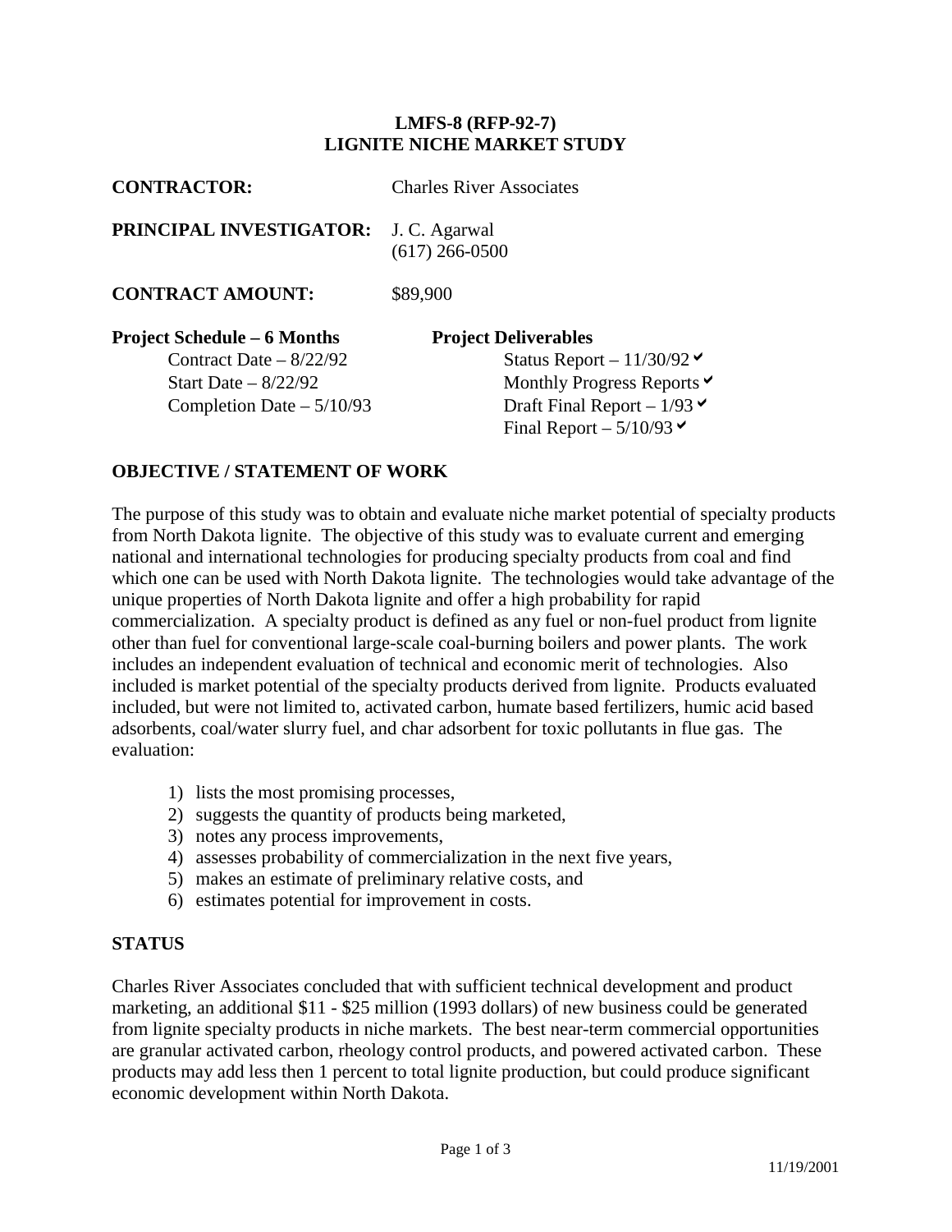# LMFS-8 (RFP-92-7)
# LIGNITE NICHE MARKET STUDY

**CONTRACTOR:** Charles River Associates

**PRINCIPAL INVESTIGATOR:** J. C. Agarwal
(617) 266-0500

**CONTRACT AMOUNT:** $89,900

| **Project Schedule – 6 Months** | **Project Deliverables** |
|---|---|
| Contract Date – 8/22/92 | Status Report – 11/30/92 ✔ |
| Start Date – 8/22/92 | Monthly Progress Reports ✔ |
| Completion Date – 5/10/93 | Draft Final Report – 1/93 ✔ |
| | Final Report – 5/10/93 ✔ |

## OBJECTIVE / STATEMENT OF WORK

The purpose of this study was to obtain and evaluate niche market potential of specialty products from North Dakota lignite. The objective of this study was to evaluate current and emerging national and international technologies for producing specialty products from coal and find which one can be used with North Dakota lignite. The technologies would take advantage of the unique properties of North Dakota lignite and offer a high probability for rapid commercialization. A specialty product is defined as any fuel or non-fuel product from lignite other than fuel for conventional large-scale coal-burning boilers and power plants. The work includes an independent evaluation of technical and economic merit of technologies. Also included is market potential of the specialty products derived from lignite. Products evaluated included, but were not limited to, activated carbon, humate based fertilizers, humic acid based adsorbents, coal/water slurry fuel, and char adsorbent for toxic pollutants in flue gas. The evaluation:

1) lists the most promising processes,
2) suggests the quantity of products being marketed,
3) notes any process improvements,
4) assesses probability of commercialization in the next five years,
5) makes an estimate of preliminary relative costs, and
6) estimates potential for improvement in costs.

## STATUS

Charles River Associates concluded that with sufficient technical development and product marketing, an additional $11 - $25 million (1993 dollars) of new business could be generated from lignite specialty products in niche markets. The best near-term commercial opportunities are granular activated carbon, rheology control products, and powered activated carbon. These products may add less then 1 percent to total lignite production, but could produce significant economic development within North Dakota.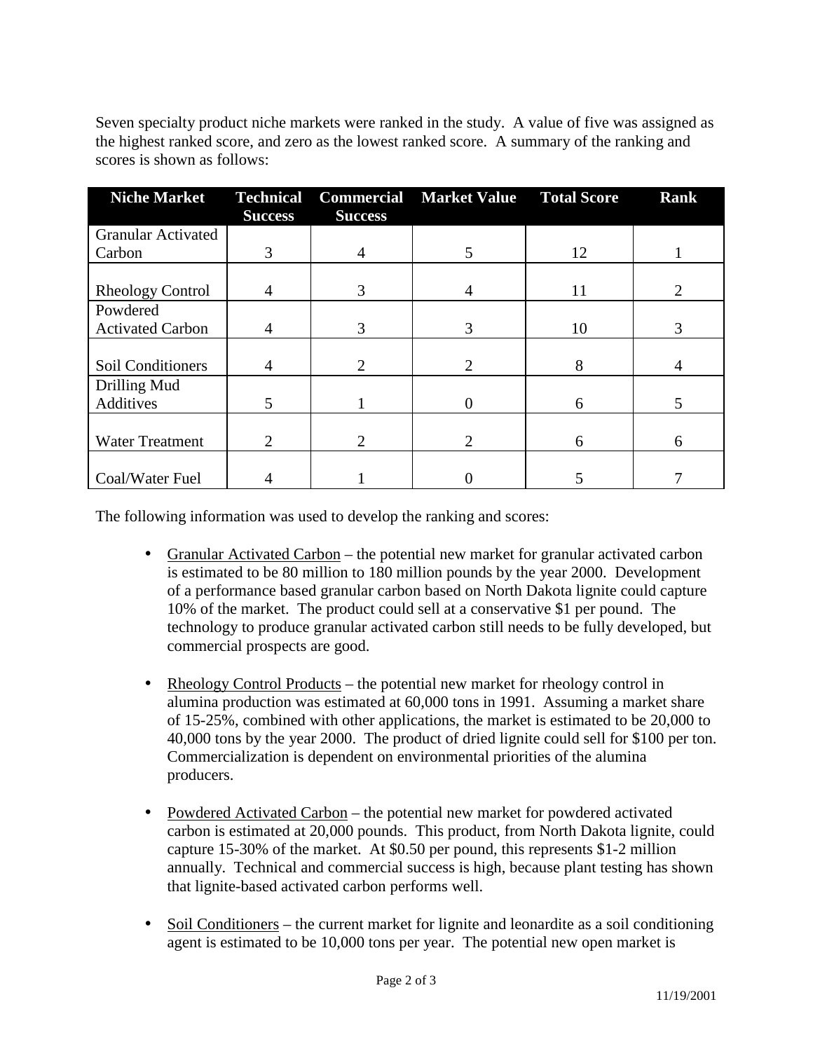Seven specialty product niche markets were ranked in the study. A value of five was assigned as the highest ranked score, and zero as the lowest ranked score. A summary of the ranking and scores is shown as follows:

| Niche Market | Technical Success | Commercial Success | Market Value | Total Score | Rank |
| --- | --- | --- | --- | --- | --- |
| Granular Activated Carbon | 3 | 4 | 5 | 12 | 1 |
| Rheology Control | 4 | 3 | 4 | 11 | 2 |
| Powdered Activated Carbon | 4 | 3 | 3 | 10 | 3 |
| Soil Conditioners | 4 | 2 | 2 | 8 | 4 |
| Drilling Mud Additives | 5 | 1 | 0 | 6 | 5 |
| Water Treatment | 2 | 2 | 2 | 6 | 6 |
| Coal/Water Fuel | 4 | 1 | 0 | 5 | 7 |

The following information was used to develop the ranking and scores:

- Granular Activated Carbon – the potential new market for granular activated carbon is estimated to be 80 million to 180 million pounds by the year 2000. Development of a performance based granular carbon based on North Dakota lignite could capture 10% of the market. The product could sell at a conservative $1 per pound. The technology to produce granular activated carbon still needs to be fully developed, but commercial prospects are good.

- Rheology Control Products – the potential new market for rheology control in alumina production was estimated at 60,000 tons in 1991. Assuming a market share of 15-25%, combined with other applications, the market is estimated to be 20,000 to 40,000 tons by the year 2000. The product of dried lignite could sell for $100 per ton. Commercialization is dependent on environmental priorities of the alumina producers.

- Powdered Activated Carbon – the potential new market for powdered activated carbon is estimated at 20,000 pounds. This product, from North Dakota lignite, could capture 15-30% of the market. At $0.50 per pound, this represents $1-2 million annually. Technical and commercial success is high, because plant testing has shown that lignite-based activated carbon performs well.

- Soil Conditioners – the current market for lignite and leonardite as a soil conditioning agent is estimated to be 10,000 tons per year. The potential new open market is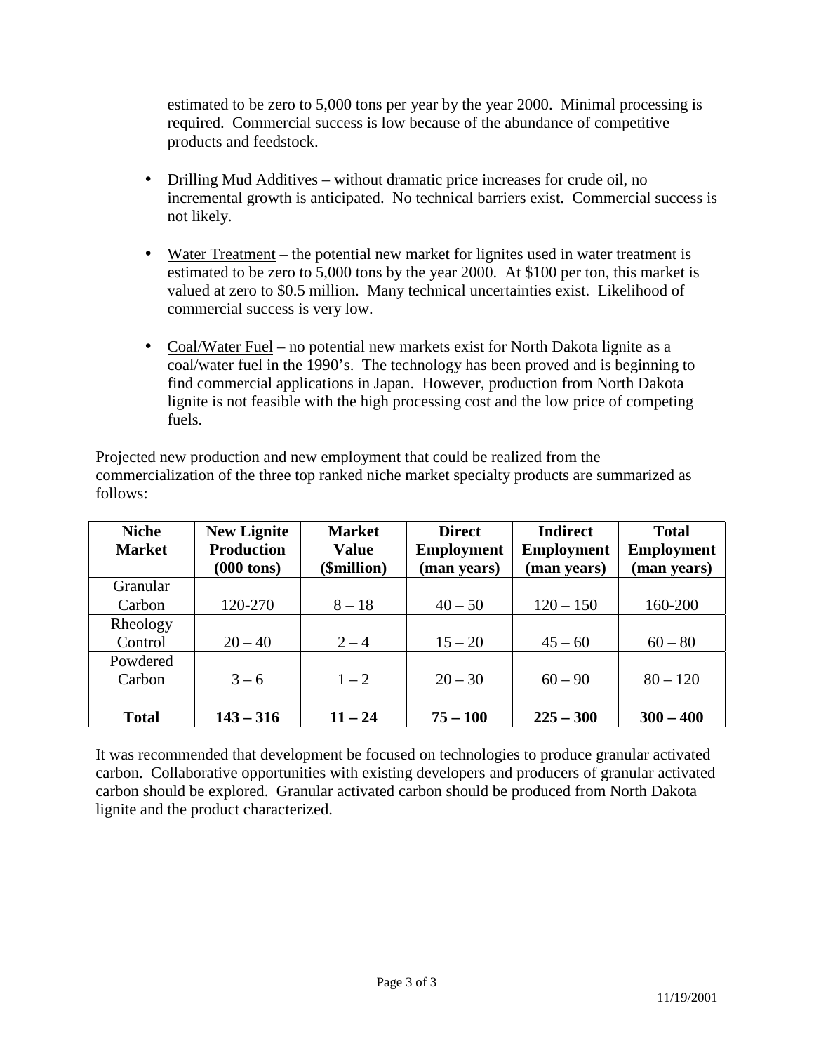estimated to be zero to 5,000 tons per year by the year 2000. Minimal processing is required. Commercial success is low because of the abundance of competitive products and feedstock.

- Drilling Mud Additives – without dramatic price increases for crude oil, no incremental growth is anticipated. No technical barriers exist. Commercial success is not likely.

- Water Treatment – the potential new market for lignites used in water treatment is estimated to be zero to 5,000 tons by the year 2000. At $100 per ton, this market is valued at zero to $0.5 million. Many technical uncertainties exist. Likelihood of commercial success is very low.

- Coal/Water Fuel – no potential new markets exist for North Dakota lignite as a coal/water fuel in the 1990's. The technology has been proved and is beginning to find commercial applications in Japan. However, production from North Dakota lignite is not feasible with the high processing cost and the low price of competing fuels.

Projected new production and new employment that could be realized from the commercialization of the three top ranked niche market specialty products are summarized as follows:

| Niche Market | New Lignite Production (000 tons) | Market Value ($million) | Direct Employment (man years) | Indirect Employment (man years) | Total Employment (man years) |
|---|---|---|---|---|---|
| Granular Carbon | 120-270 | 8 – 18 | 40 – 50 | 120 – 150 | 160-200 |
| Rheology Control | 20 – 40 | 2 – 4 | 15 – 20 | 45 – 60 | 60 – 80 |
| Powdered Carbon | 3 – 6 | 1 – 2 | 20 – 30 | 60 – 90 | 80 – 120 |
| **Total** | **143 – 316** | **11 – 24** | **75 – 100** | **225 – 300** | **300 – 400** |

It was recommended that development be focused on technologies to produce granular activated carbon. Collaborative opportunities with existing developers and producers of granular activated carbon should be explored. Granular activated carbon should be produced from North Dakota lignite and the product characterized.